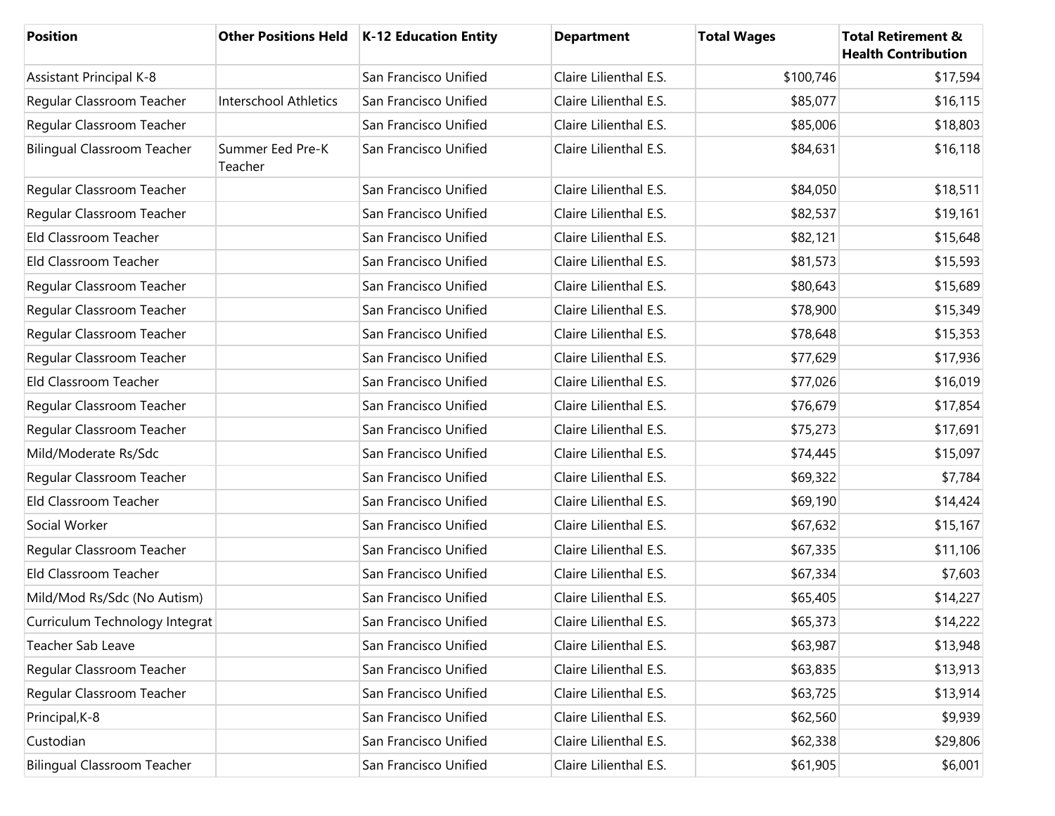| Position | Other Positions Held | K-12 Education Entity | Department | Total Wages | Total Retirement & Health Contribution |
|---|---|---|---|---|---|
| Assistant Principal K-8 | | San Francisco Unified | Claire Lilienthal E.S. | $100,746 | $17,594 |
| Regular Classroom Teacher | Interschool Athletics | San Francisco Unified | Claire Lilienthal E.S. | $85,077 | $16,115 |
| Regular Classroom Teacher | | San Francisco Unified | Claire Lilienthal E.S. | $85,006 | $18,803 |
| Bilingual Classroom Teacher | Summer Eed Pre-K Teacher | San Francisco Unified | Claire Lilienthal E.S. | $84,631 | $16,118 |
| Regular Classroom Teacher | | San Francisco Unified | Claire Lilienthal E.S. | $84,050 | $18,511 |
| Regular Classroom Teacher | | San Francisco Unified | Claire Lilienthal E.S. | $82,537 | $19,161 |
| Eld Classroom Teacher | | San Francisco Unified | Claire Lilienthal E.S. | $82,121 | $15,648 |
| Eld Classroom Teacher | | San Francisco Unified | Claire Lilienthal E.S. | $81,573 | $15,593 |
| Regular Classroom Teacher | | San Francisco Unified | Claire Lilienthal E.S. | $80,643 | $15,689 |
| Regular Classroom Teacher | | San Francisco Unified | Claire Lilienthal E.S. | $78,900 | $15,349 |
| Regular Classroom Teacher | | San Francisco Unified | Claire Lilienthal E.S. | $78,648 | $15,353 |
| Regular Classroom Teacher | | San Francisco Unified | Claire Lilienthal E.S. | $77,629 | $17,936 |
| Eld Classroom Teacher | | San Francisco Unified | Claire Lilienthal E.S. | $77,026 | $16,019 |
| Regular Classroom Teacher | | San Francisco Unified | Claire Lilienthal E.S. | $76,679 | $17,854 |
| Regular Classroom Teacher | | San Francisco Unified | Claire Lilienthal E.S. | $75,273 | $17,691 |
| Mild/Moderate Rs/Sdc | | San Francisco Unified | Claire Lilienthal E.S. | $74,445 | $15,097 |
| Regular Classroom Teacher | | San Francisco Unified | Claire Lilienthal E.S. | $69,322 | $7,784 |
| Eld Classroom Teacher | | San Francisco Unified | Claire Lilienthal E.S. | $69,190 | $14,424 |
| Social Worker | | San Francisco Unified | Claire Lilienthal E.S. | $67,632 | $15,167 |
| Regular Classroom Teacher | | San Francisco Unified | Claire Lilienthal E.S. | $67,335 | $11,106 |
| Eld Classroom Teacher | | San Francisco Unified | Claire Lilienthal E.S. | $67,334 | $7,603 |
| Mild/Mod Rs/Sdc (No Autism) | | San Francisco Unified | Claire Lilienthal E.S. | $65,405 | $14,227 |
| Curriculum Technology Integrat | | San Francisco Unified | Claire Lilienthal E.S. | $65,373 | $14,222 |
| Teacher Sab Leave | | San Francisco Unified | Claire Lilienthal E.S. | $63,987 | $13,948 |
| Regular Classroom Teacher | | San Francisco Unified | Claire Lilienthal E.S. | $63,835 | $13,913 |
| Regular Classroom Teacher | | San Francisco Unified | Claire Lilienthal E.S. | $63,725 | $13,914 |
| Principal,K-8 | | San Francisco Unified | Claire Lilienthal E.S. | $62,560 | $9,939 |
| Custodian | | San Francisco Unified | Claire Lilienthal E.S. | $62,338 | $29,806 |
| Bilingual Classroom Teacher | | San Francisco Unified | Claire Lilienthal E.S. | $61,905 | $6,001 |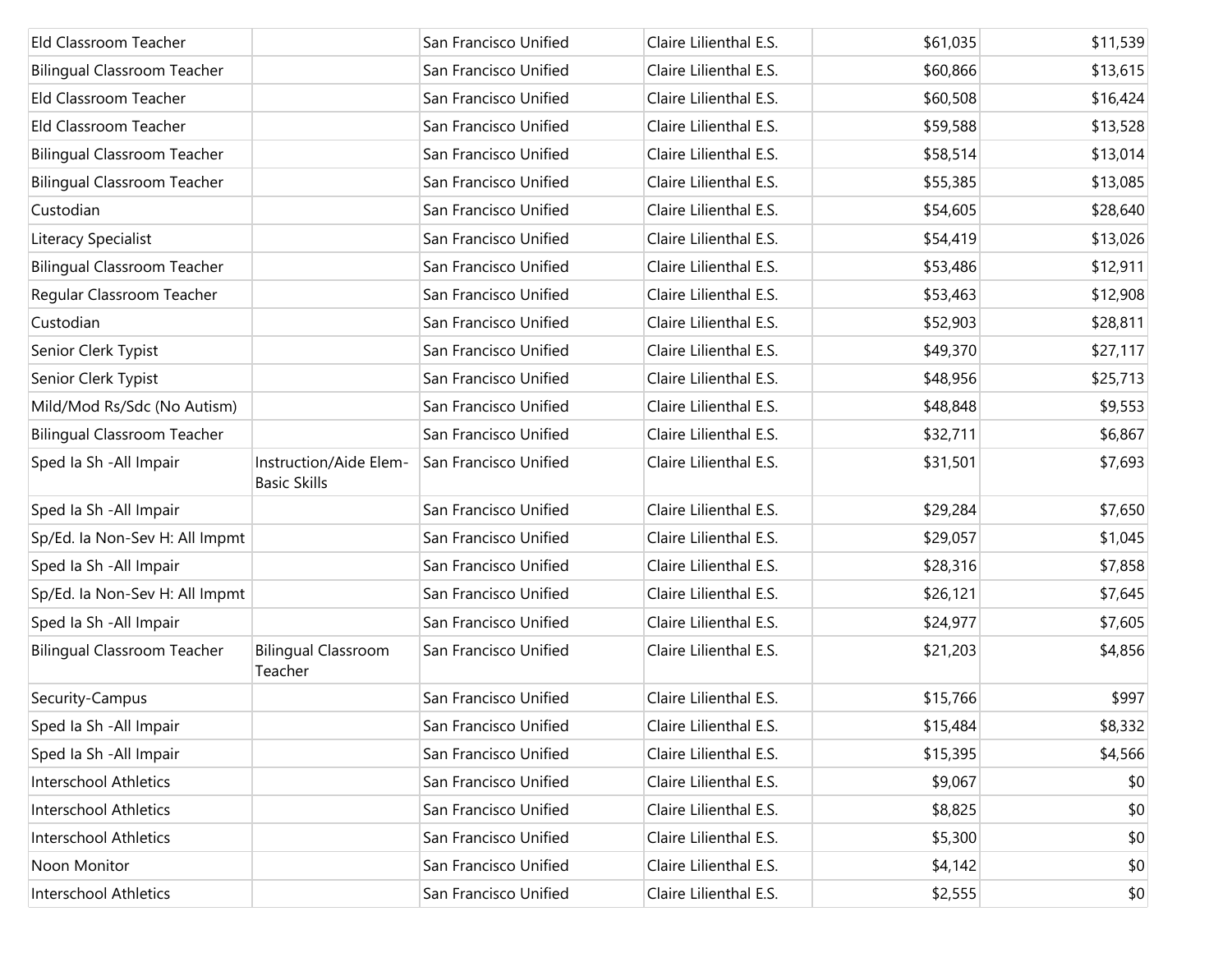| | | | | | |
|---|---|---|---|---|---|
| Eld Classroom Teacher | | San Francisco Unified | Claire Lilienthal E.S. | $61,035 | $11,539 |
| Bilingual Classroom Teacher | | San Francisco Unified | Claire Lilienthal E.S. | $60,866 | $13,615 |
| Eld Classroom Teacher | | San Francisco Unified | Claire Lilienthal E.S. | $60,508 | $16,424 |
| Eld Classroom Teacher | | San Francisco Unified | Claire Lilienthal E.S. | $59,588 | $13,528 |
| Bilingual Classroom Teacher | | San Francisco Unified | Claire Lilienthal E.S. | $58,514 | $13,014 |
| Bilingual Classroom Teacher | | San Francisco Unified | Claire Lilienthal E.S. | $55,385 | $13,085 |
| Custodian | | San Francisco Unified | Claire Lilienthal E.S. | $54,605 | $28,640 |
| Literacy Specialist | | San Francisco Unified | Claire Lilienthal E.S. | $54,419 | $13,026 |
| Bilingual Classroom Teacher | | San Francisco Unified | Claire Lilienthal E.S. | $53,486 | $12,911 |
| Regular Classroom Teacher | | San Francisco Unified | Claire Lilienthal E.S. | $53,463 | $12,908 |
| Custodian | | San Francisco Unified | Claire Lilienthal E.S. | $52,903 | $28,811 |
| Senior Clerk Typist | | San Francisco Unified | Claire Lilienthal E.S. | $49,370 | $27,117 |
| Senior Clerk Typist | | San Francisco Unified | Claire Lilienthal E.S. | $48,956 | $25,713 |
| Mild/Mod Rs/Sdc (No Autism) | | San Francisco Unified | Claire Lilienthal E.S. | $48,848 | $9,553 |
| Bilingual Classroom Teacher | | San Francisco Unified | Claire Lilienthal E.S. | $32,711 | $6,867 |
| Sped Ia Sh -All Impair | Instruction/Aide Elem-Basic Skills | San Francisco Unified | Claire Lilienthal E.S. | $31,501 | $7,693 |
| Sped Ia Sh -All Impair | | San Francisco Unified | Claire Lilienthal E.S. | $29,284 | $7,650 |
| Sp/Ed. Ia Non-Sev H: All Impmt | | San Francisco Unified | Claire Lilienthal E.S. | $29,057 | $1,045 |
| Sped Ia Sh -All Impair | | San Francisco Unified | Claire Lilienthal E.S. | $28,316 | $7,858 |
| Sp/Ed. Ia Non-Sev H: All Impmt | | San Francisco Unified | Claire Lilienthal E.S. | $26,121 | $7,645 |
| Sped Ia Sh -All Impair | | San Francisco Unified | Claire Lilienthal E.S. | $24,977 | $7,605 |
| Bilingual Classroom Teacher | Bilingual Classroom Teacher | San Francisco Unified | Claire Lilienthal E.S. | $21,203 | $4,856 |
| Security-Campus | | San Francisco Unified | Claire Lilienthal E.S. | $15,766 | $997 |
| Sped Ia Sh -All Impair | | San Francisco Unified | Claire Lilienthal E.S. | $15,484 | $8,332 |
| Sped Ia Sh -All Impair | | San Francisco Unified | Claire Lilienthal E.S. | $15,395 | $4,566 |
| Interschool Athletics | | San Francisco Unified | Claire Lilienthal E.S. | $9,067 | $0 |
| Interschool Athletics | | San Francisco Unified | Claire Lilienthal E.S. | $8,825 | $0 |
| Interschool Athletics | | San Francisco Unified | Claire Lilienthal E.S. | $5,300 | $0 |
| Noon Monitor | | San Francisco Unified | Claire Lilienthal E.S. | $4,142 | $0 |
| Interschool Athletics | | San Francisco Unified | Claire Lilienthal E.S. | $2,555 | $0 |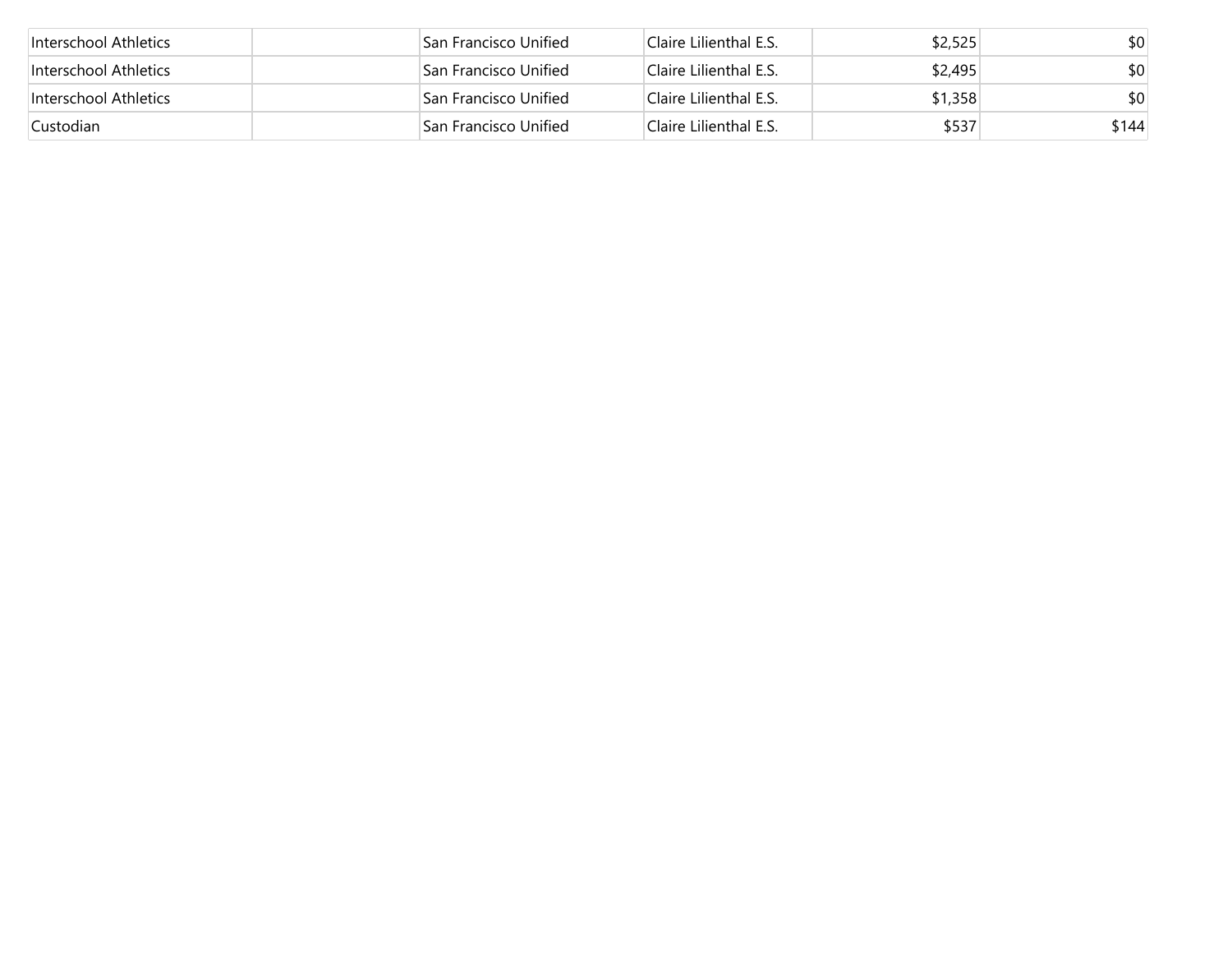| | | | | | |
|---|---|---|---|---|---|
| Interschool Athletics | | San Francisco Unified | Claire Lilienthal E.S. | $2,525 | $0 |
| Interschool Athletics | | San Francisco Unified | Claire Lilienthal E.S. | $2,495 | $0 |
| Interschool Athletics | | San Francisco Unified | Claire Lilienthal E.S. | $1,358 | $0 |
| Custodian | | San Francisco Unified | Claire Lilienthal E.S. | $537 | $144 |